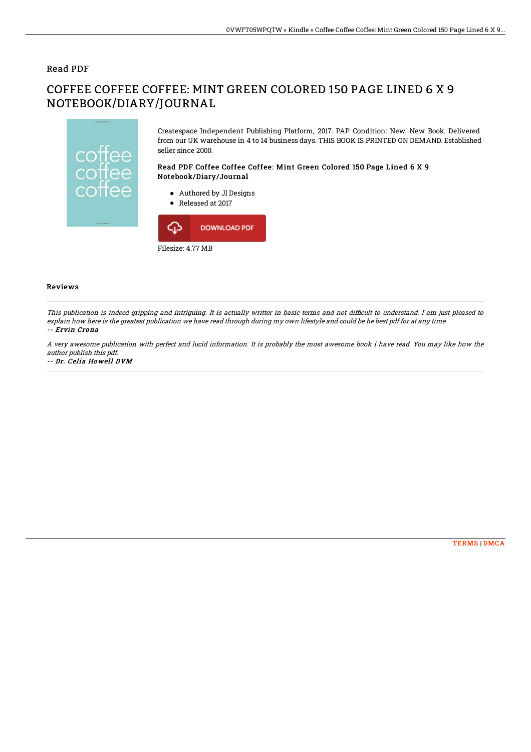Read PDF

# COFFEE COFFEE COFFEE: MINT GREEN COLORED 150 PAGE LINED 6 X 9 NOTEBOOK/DIARY/JOURNAL

Createspace Independent Publishing Platform, 2017. PAP. Condition: New. New Book. Delivered from our UK warehouse in 4 to 14 business days. THIS BOOK IS PRINTED ON DEMAND. Established seller since 2000.

### Read PDF Coffee Coffee Coffee: Mint Green Colored 150 Page Lined 6 X 9 Notebook/Diary/Journal

- Authored by Jl Designs
- Released at 2017

DOWNLOAD PDF

Filesize: 4.77 MB

## Reviews

*This publication is indeed gripping and intriguing. It is actually writter in basic terms and not difficult to understand. I am just pleased to explain how here is the greatest publication we have read through during my own lifestyle and could be he best pdf for at any time.*

*-- Ervin Crona*

*A very awesome publication with perfect and lucid information. It is probably the most awesome book i have read. You may like how the author publish this pdf.*

*-- Dr. Celia Howell DVM*

TERMS | DMCA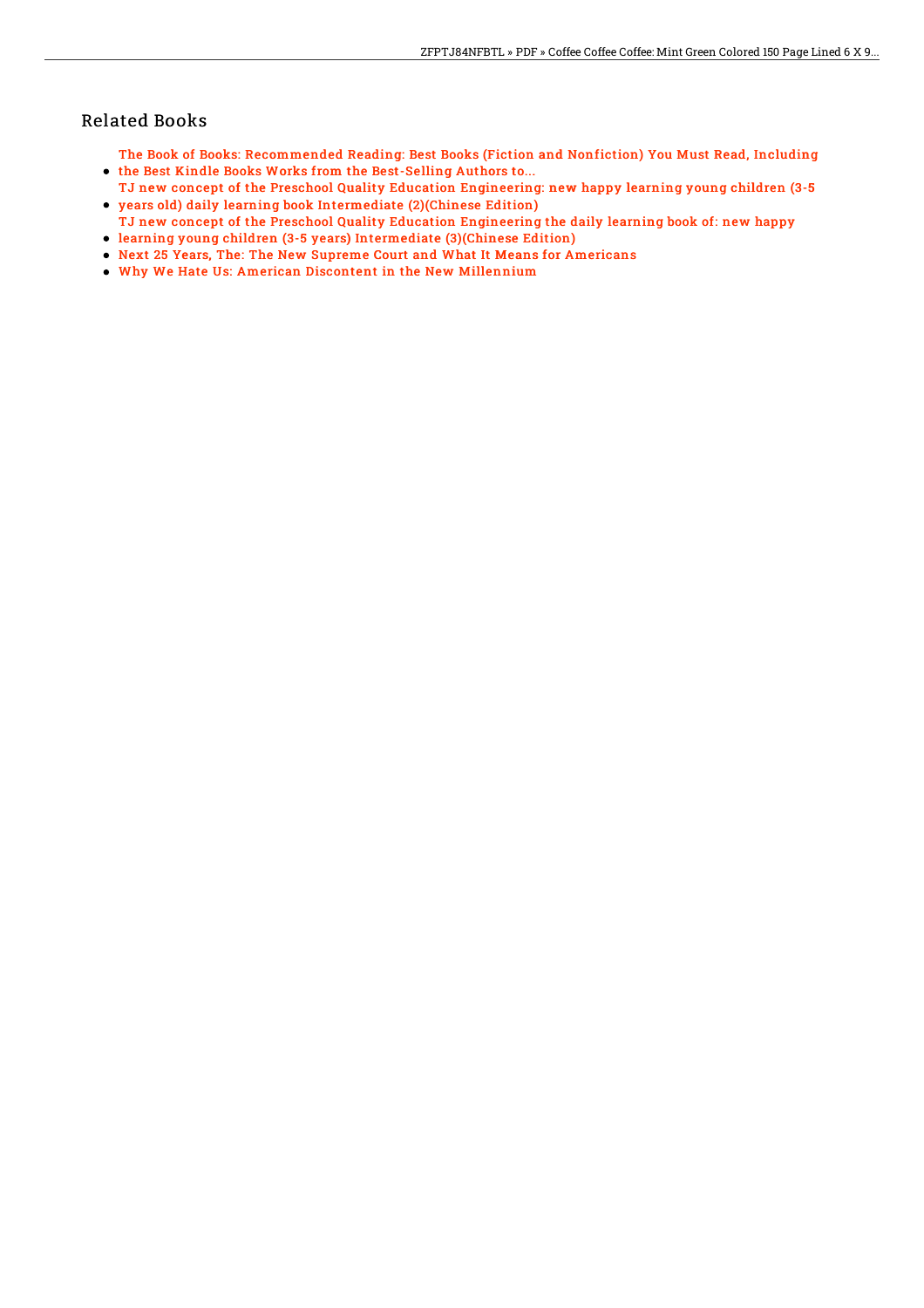## Related Books

- The Book of Books: Recommended Reading: Best Books (Fiction and Nonfiction) You Must Read, Including the Best Kindle Books Works from the Best-Selling Authors to...
- TJ new concept of the Preschool Quality Education Engineering: new happy learning young children (3-5 years old) daily learning book Intermediate (2)(Chinese Edition)
- TJ new concept of the Preschool Quality Education Engineering the daily learning book of: new happy learning young children (3-5 years) Intermediate (3)(Chinese Edition)
- Next 25 Years, The: The New Supreme Court and What It Means for Americans
- Why We Hate Us: American Discontent in the New Millennium